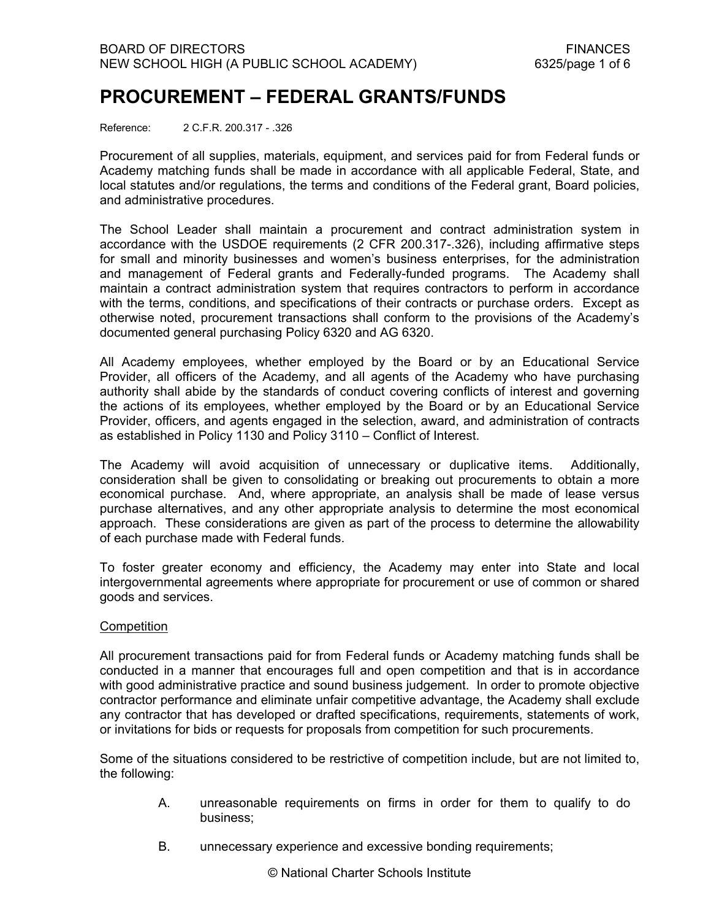# PROCUREMENT – FEDERAL GRANTS/FUNDS

Reference: 2 C.F.R. 200.317 - .326

Procurement of all supplies, materials, equipment, and services paid for from Federal funds or Academy matching funds shall be made in accordance with all applicable Federal, State, and local statutes and/or regulations, the terms and conditions of the Federal grant, Board policies, and administrative procedures.

The School Leader shall maintain a procurement and contract administration system in accordance with the USDOE requirements (2 CFR 200.317-.326), including affirmative steps for small and minority businesses and women's business enterprises, for the administration and management of Federal grants and Federally-funded programs. The Academy shall maintain a contract administration system that requires contractors to perform in accordance with the terms, conditions, and specifications of their contracts or purchase orders. Except as otherwise noted, procurement transactions shall conform to the provisions of the Academy's documented general purchasing Policy 6320 and AG 6320.

All Academy employees, whether employed by the Board or by an Educational Service Provider, all officers of the Academy, and all agents of the Academy who have purchasing authority shall abide by the standards of conduct covering conflicts of interest and governing the actions of its employees, whether employed by the Board or by an Educational Service Provider, officers, and agents engaged in the selection, award, and administration of contracts as established in Policy 1130 and Policy 3110 – Conflict of Interest.

The Academy will avoid acquisition of unnecessary or duplicative items. Additionally, consideration shall be given to consolidating or breaking out procurements to obtain a more economical purchase. And, where appropriate, an analysis shall be made of lease versus purchase alternatives, and any other appropriate analysis to determine the most economical approach. These considerations are given as part of the process to determine the allowability of each purchase made with Federal funds.

To foster greater economy and efficiency, the Academy may enter into State and local intergovernmental agreements where appropriate for procurement or use of common or shared goods and services.

## Competition

All procurement transactions paid for from Federal funds or Academy matching funds shall be conducted in a manner that encourages full and open competition and that is in accordance with good administrative practice and sound business judgement. In order to promote objective contractor performance and eliminate unfair competitive advantage, the Academy shall exclude any contractor that has developed or drafted specifications, requirements, statements of work, or invitations for bids or requests for proposals from competition for such procurements.

Some of the situations considered to be restrictive of competition include, but are not limited to, the following:

A. unreasonable requirements on firms in order for them to qualify to do business;

B. unnecessary experience and excessive bonding requirements;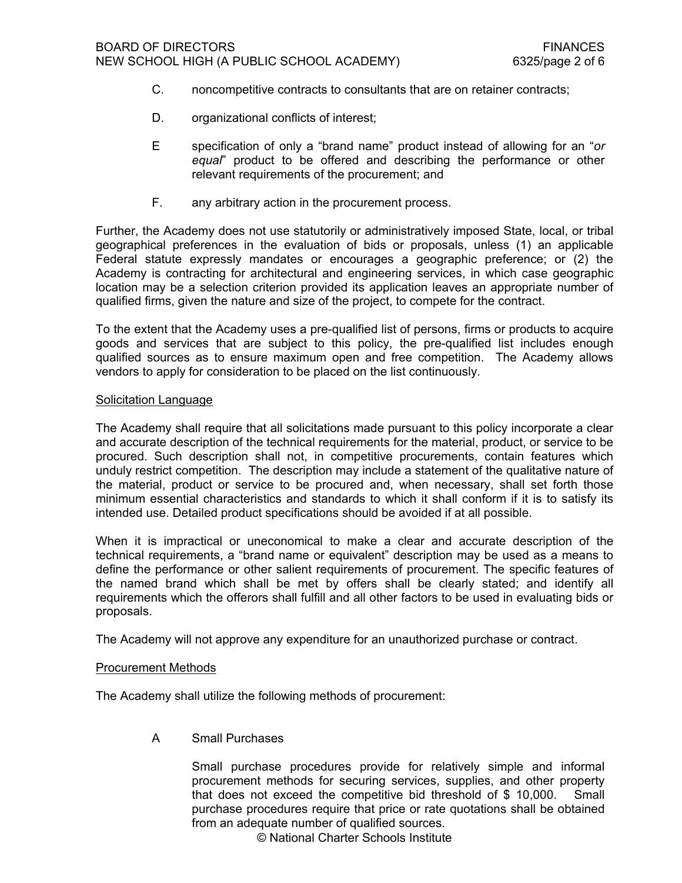C. noncompetitive contracts to consultants that are on retainer contracts;

D. organizational conflicts of interest;

E specification of only a "brand name" product instead of allowing for an "*or equal*" product to be offered and describing the performance or other relevant requirements of the procurement; and

F. any arbitrary action in the procurement process.

Further, the Academy does not use statutorily or administratively imposed State, local, or tribal geographical preferences in the evaluation of bids or proposals, unless (1) an applicable Federal statute expressly mandates or encourages a geographic preference; or (2) the Academy is contracting for architectural and engineering services, in which case geographic location may be a selection criterion provided its application leaves an appropriate number of qualified firms, given the nature and size of the project, to compete for the contract.

To the extent that the Academy uses a pre-qualified list of persons, firms or products to acquire goods and services that are subject to this policy, the pre-qualified list includes enough qualified sources as to ensure maximum open and free competition. The Academy allows vendors to apply for consideration to be placed on the list continuously.

Solicitation Language

The Academy shall require that all solicitations made pursuant to this policy incorporate a clear and accurate description of the technical requirements for the material, product, or service to be procured. Such description shall not, in competitive procurements, contain features which unduly restrict competition. The description may include a statement of the qualitative nature of the material, product or service to be procured and, when necessary, shall set forth those minimum essential characteristics and standards to which it shall conform if it is to satisfy its intended use. Detailed product specifications should be avoided if at all possible.

When it is impractical or uneconomical to make a clear and accurate description of the technical requirements, a "brand name or equivalent" description may be used as a means to define the performance or other salient requirements of procurement. The specific features of the named brand which shall be met by offers shall be clearly stated; and identify all requirements which the offerors shall fulfill and all other factors to be used in evaluating bids or proposals.

The Academy will not approve any expenditure for an unauthorized purchase or contract.

Procurement Methods

The Academy shall utilize the following methods of procurement:

A Small Purchases

Small purchase procedures provide for relatively simple and informal procurement methods for securing services, supplies, and other property that does not exceed the competitive bid threshold of $ 10,000. Small purchase procedures require that price or rate quotations shall be obtained from an adequate number of qualified sources.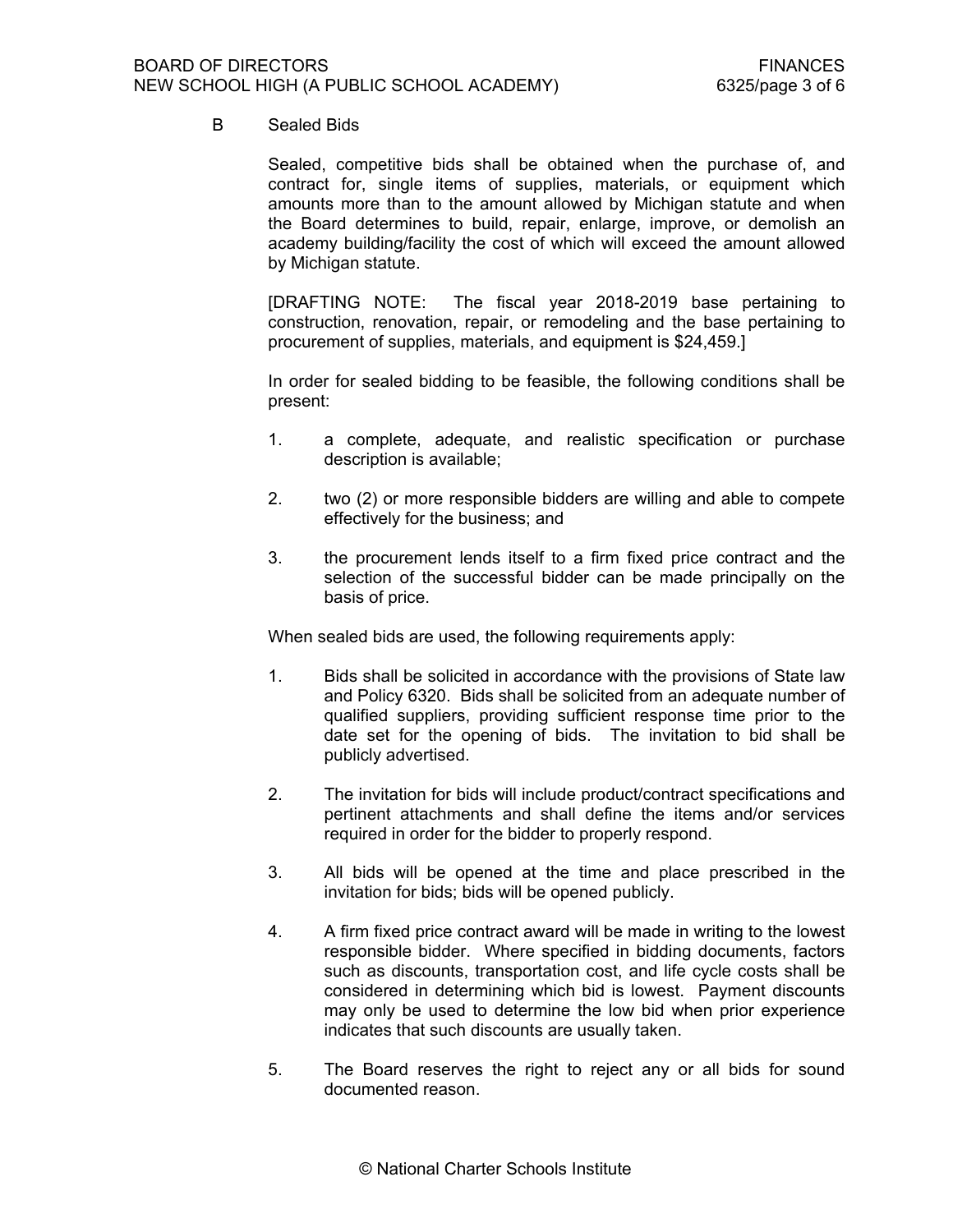B Sealed Bids

Sealed, competitive bids shall be obtained when the purchase of, and contract for, single items of supplies, materials, or equipment which amounts more than to the amount allowed by Michigan statute and when the Board determines to build, repair, enlarge, improve, or demolish an academy building/facility the cost of which will exceed the amount allowed by Michigan statute.

[DRAFTING NOTE: The fiscal year 2018-2019 base pertaining to construction, renovation, repair, or remodeling and the base pertaining to procurement of supplies, materials, and equipment is $24,459.]

In order for sealed bidding to be feasible, the following conditions shall be present:

1. a complete, adequate, and realistic specification or purchase description is available;

2. two (2) or more responsible bidders are willing and able to compete effectively for the business; and

3. the procurement lends itself to a firm fixed price contract and the selection of the successful bidder can be made principally on the basis of price.

When sealed bids are used, the following requirements apply:

1. Bids shall be solicited in accordance with the provisions of State law and Policy 6320. Bids shall be solicited from an adequate number of qualified suppliers, providing sufficient response time prior to the date set for the opening of bids. The invitation to bid shall be publicly advertised.

2. The invitation for bids will include product/contract specifications and pertinent attachments and shall define the items and/or services required in order for the bidder to properly respond.

3. All bids will be opened at the time and place prescribed in the invitation for bids; bids will be opened publicly.

4. A firm fixed price contract award will be made in writing to the lowest responsible bidder. Where specified in bidding documents, factors such as discounts, transportation cost, and life cycle costs shall be considered in determining which bid is lowest. Payment discounts may only be used to determine the low bid when prior experience indicates that such discounts are usually taken.

5. The Board reserves the right to reject any or all bids for sound documented reason.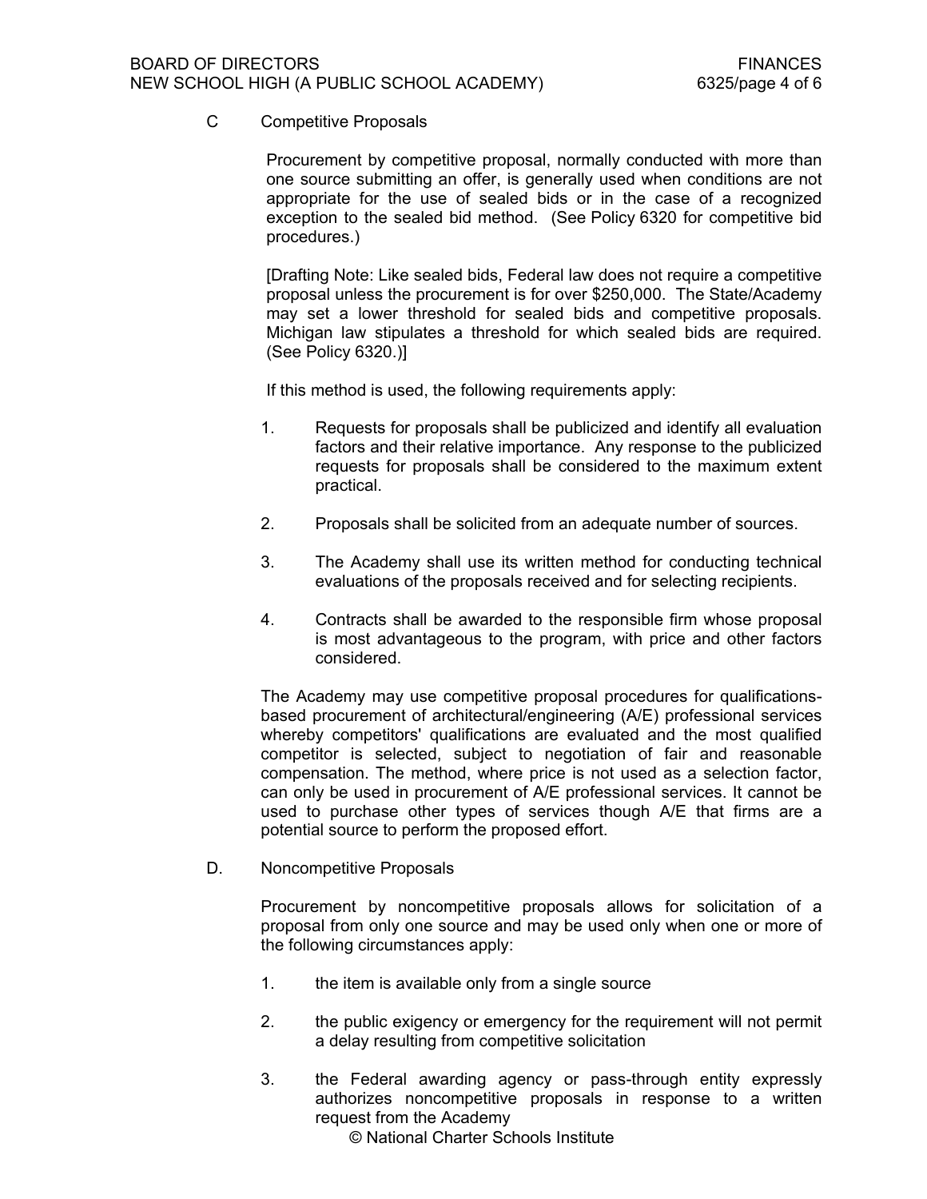C Competitive Proposals

Procurement by competitive proposal, normally conducted with more than one source submitting an offer, is generally used when conditions are not appropriate for the use of sealed bids or in the case of a recognized exception to the sealed bid method. (See Policy 6320 for competitive bid procedures.)

[Drafting Note: Like sealed bids, Federal law does not require a competitive proposal unless the procurement is for over $250,000. The State/Academy may set a lower threshold for sealed bids and competitive proposals. Michigan law stipulates a threshold for which sealed bids are required. (See Policy 6320.)]

If this method is used, the following requirements apply:

1. Requests for proposals shall be publicized and identify all evaluation factors and their relative importance. Any response to the publicized requests for proposals shall be considered to the maximum extent practical.

2. Proposals shall be solicited from an adequate number of sources.

3. The Academy shall use its written method for conducting technical evaluations of the proposals received and for selecting recipients.

4. Contracts shall be awarded to the responsible firm whose proposal is most advantageous to the program, with price and other factors considered.

The Academy may use competitive proposal procedures for qualifications-based procurement of architectural/engineering (A/E) professional services whereby competitors' qualifications are evaluated and the most qualified competitor is selected, subject to negotiation of fair and reasonable compensation. The method, where price is not used as a selection factor, can only be used in procurement of A/E professional services. It cannot be used to purchase other types of services though A/E that firms are a potential source to perform the proposed effort.

D. Noncompetitive Proposals

Procurement by noncompetitive proposals allows for solicitation of a proposal from only one source and may be used only when one or more of the following circumstances apply:

1. the item is available only from a single source

2. the public exigency or emergency for the requirement will not permit a delay resulting from competitive solicitation

3. the Federal awarding agency or pass-through entity expressly authorizes noncompetitive proposals in response to a written request from the Academy

© National Charter Schools Institute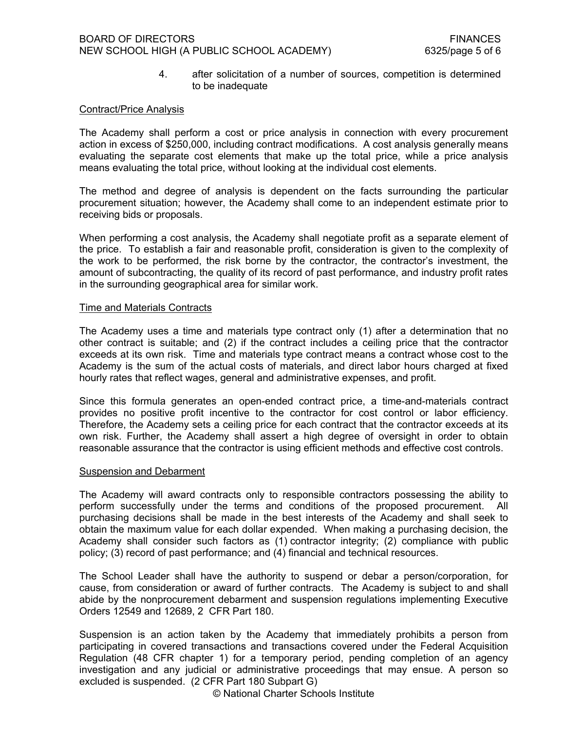4. after solicitation of a number of sources, competition is determined to be inadequate

## Contract/Price Analysis

The Academy shall perform a cost or price analysis in connection with every procurement action in excess of $250,000, including contract modifications. A cost analysis generally means evaluating the separate cost elements that make up the total price, while a price analysis means evaluating the total price, without looking at the individual cost elements.

The method and degree of analysis is dependent on the facts surrounding the particular procurement situation; however, the Academy shall come to an independent estimate prior to receiving bids or proposals.

When performing a cost analysis, the Academy shall negotiate profit as a separate element of the price. To establish a fair and reasonable profit, consideration is given to the complexity of the work to be performed, the risk borne by the contractor, the contractor's investment, the amount of subcontracting, the quality of its record of past performance, and industry profit rates in the surrounding geographical area for similar work.

## Time and Materials Contracts

The Academy uses a time and materials type contract only (1) after a determination that no other contract is suitable; and (2) if the contract includes a ceiling price that the contractor exceeds at its own risk. Time and materials type contract means a contract whose cost to the Academy is the sum of the actual costs of materials, and direct labor hours charged at fixed hourly rates that reflect wages, general and administrative expenses, and profit.

Since this formula generates an open-ended contract price, a time-and-materials contract provides no positive profit incentive to the contractor for cost control or labor efficiency. Therefore, the Academy sets a ceiling price for each contract that the contractor exceeds at its own risk. Further, the Academy shall assert a high degree of oversight in order to obtain reasonable assurance that the contractor is using efficient methods and effective cost controls.

## Suspension and Debarment

The Academy will award contracts only to responsible contractors possessing the ability to perform successfully under the terms and conditions of the proposed procurement. All purchasing decisions shall be made in the best interests of the Academy and shall seek to obtain the maximum value for each dollar expended. When making a purchasing decision, the Academy shall consider such factors as (1) contractor integrity; (2) compliance with public policy; (3) record of past performance; and (4) financial and technical resources.

The School Leader shall have the authority to suspend or debar a person/corporation, for cause, from consideration or award of further contracts. The Academy is subject to and shall abide by the nonprocurement debarment and suspension regulations implementing Executive Orders 12549 and 12689, 2 CFR Part 180.

Suspension is an action taken by the Academy that immediately prohibits a person from participating in covered transactions and transactions covered under the Federal Acquisition Regulation (48 CFR chapter 1) for a temporary period, pending completion of an agency investigation and any judicial or administrative proceedings that may ensue. A person so excluded is suspended. (2 CFR Part 180 Subpart G)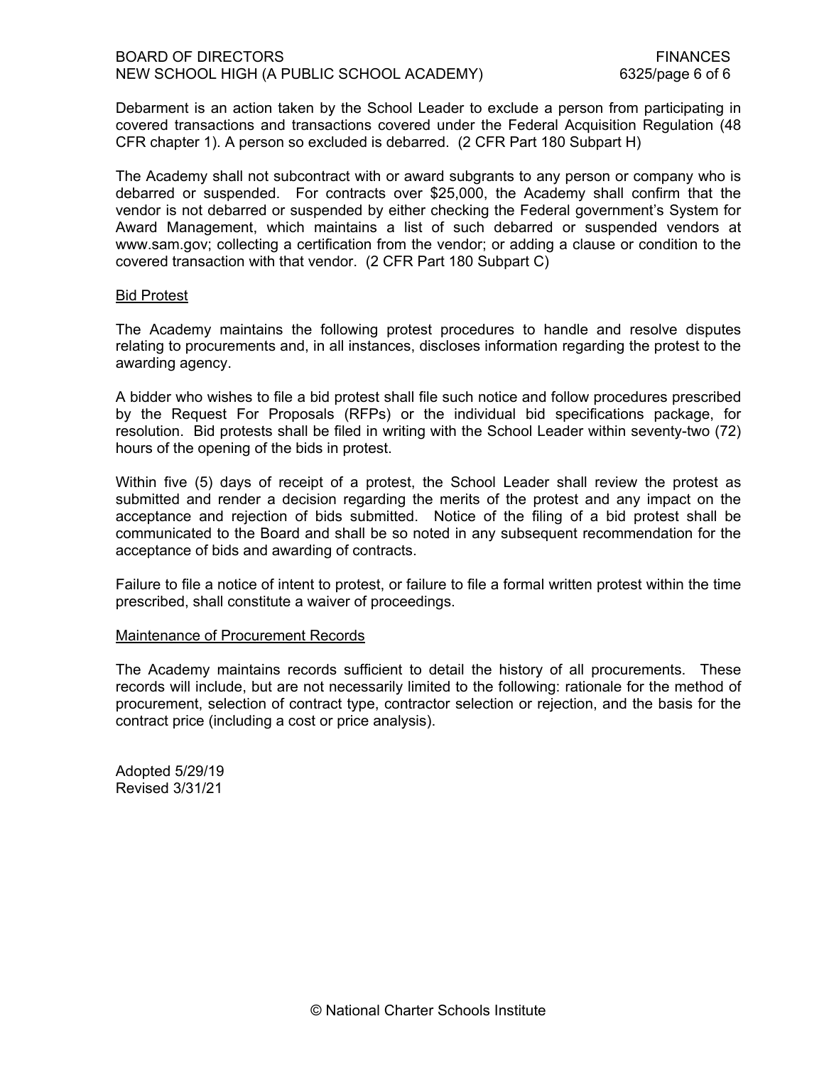Debarment is an action taken by the School Leader to exclude a person from participating in covered transactions and transactions covered under the Federal Acquisition Regulation (48 CFR chapter 1). A person so excluded is debarred. (2 CFR Part 180 Subpart H)

The Academy shall not subcontract with or award subgrants to any person or company who is debarred or suspended. For contracts over $25,000, the Academy shall confirm that the vendor is not debarred or suspended by either checking the Federal government's System for Award Management, which maintains a list of such debarred or suspended vendors at www.sam.gov; collecting a certification from the vendor; or adding a clause or condition to the covered transaction with that vendor. (2 CFR Part 180 Subpart C)

<u>Bid Protest</u>

The Academy maintains the following protest procedures to handle and resolve disputes relating to procurements and, in all instances, discloses information regarding the protest to the awarding agency.

A bidder who wishes to file a bid protest shall file such notice and follow procedures prescribed by the Request For Proposals (RFPs) or the individual bid specifications package, for resolution. Bid protests shall be filed in writing with the School Leader within seventy-two (72) hours of the opening of the bids in protest.

Within five (5) days of receipt of a protest, the School Leader shall review the protest as submitted and render a decision regarding the merits of the protest and any impact on the acceptance and rejection of bids submitted. Notice of the filing of a bid protest shall be communicated to the Board and shall be so noted in any subsequent recommendation for the acceptance of bids and awarding of contracts.

Failure to file a notice of intent to protest, or failure to file a formal written protest within the time prescribed, shall constitute a waiver of proceedings.

<u>Maintenance of Procurement Records</u>

The Academy maintains records sufficient to detail the history of all procurements. These records will include, but are not necessarily limited to the following: rationale for the method of procurement, selection of contract type, contractor selection or rejection, and the basis for the contract price (including a cost or price analysis).

Adopted 5/29/19
Revised 3/31/21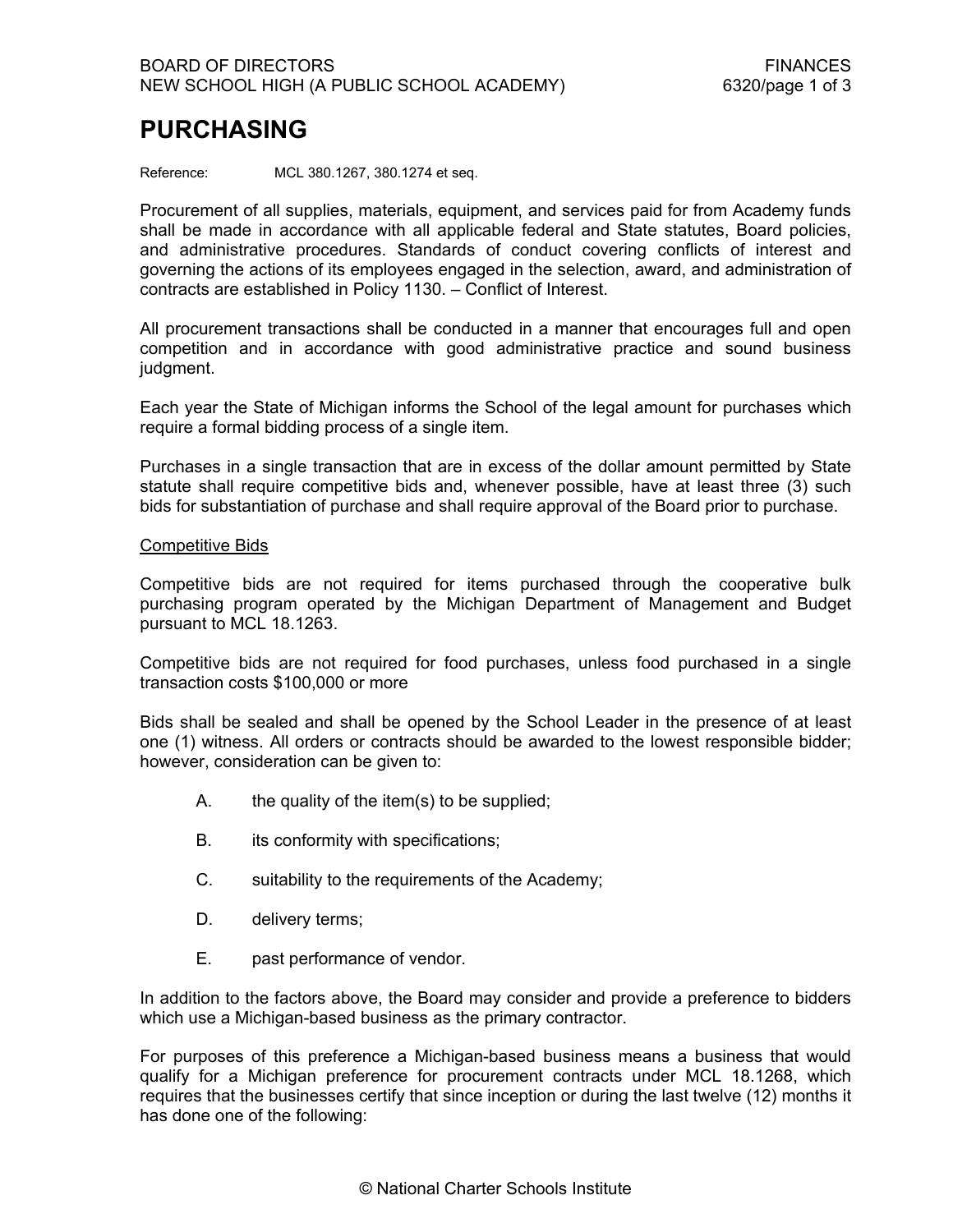# PURCHASING

Reference: MCL 380.1267, 380.1274 et seq.

Procurement of all supplies, materials, equipment, and services paid for from Academy funds shall be made in accordance with all applicable federal and State statutes, Board policies, and administrative procedures. Standards of conduct covering conflicts of interest and governing the actions of its employees engaged in the selection, award, and administration of contracts are established in Policy 1130. – Conflict of Interest.

All procurement transactions shall be conducted in a manner that encourages full and open competition and in accordance with good administrative practice and sound business judgment.

Each year the State of Michigan informs the School of the legal amount for purchases which require a formal bidding process of a single item.

Purchases in a single transaction that are in excess of the dollar amount permitted by State statute shall require competitive bids and, whenever possible, have at least three (3) such bids for substantiation of purchase and shall require approval of the Board prior to purchase.

## Competitive Bids

Competitive bids are not required for items purchased through the cooperative bulk purchasing program operated by the Michigan Department of Management and Budget pursuant to MCL 18.1263.

Competitive bids are not required for food purchases, unless food purchased in a single transaction costs $100,000 or more

Bids shall be sealed and shall be opened by the School Leader in the presence of at least one (1) witness. All orders or contracts should be awarded to the lowest responsible bidder; however, consideration can be given to:

A. the quality of the item(s) to be supplied;

B. its conformity with specifications;

C. suitability to the requirements of the Academy;

D. delivery terms;

E. past performance of vendor.

In addition to the factors above, the Board may consider and provide a preference to bidders which use a Michigan-based business as the primary contractor.

For purposes of this preference a Michigan-based business means a business that would qualify for a Michigan preference for procurement contracts under MCL 18.1268, which requires that the businesses certify that since inception or during the last twelve (12) months it has done one of the following: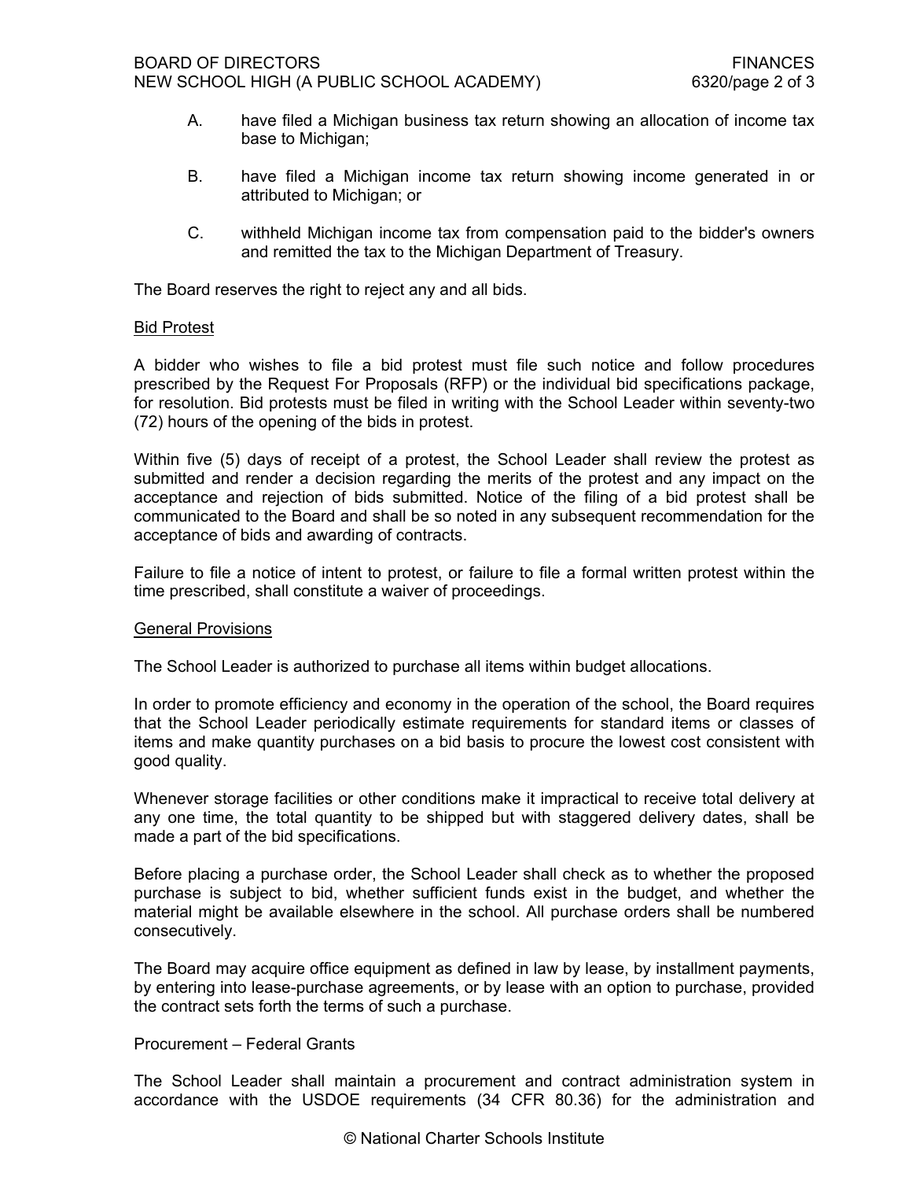A. have filed a Michigan business tax return showing an allocation of income tax base to Michigan;

B. have filed a Michigan income tax return showing income generated in or attributed to Michigan; or

C. withheld Michigan income tax from compensation paid to the bidder's owners and remitted the tax to the Michigan Department of Treasury.

The Board reserves the right to reject any and all bids.

<u>Bid Protest</u>

A bidder who wishes to file a bid protest must file such notice and follow procedures prescribed by the Request For Proposals (RFP) or the individual bid specifications package, for resolution. Bid protests must be filed in writing with the School Leader within seventy-two (72) hours of the opening of the bids in protest.

Within five (5) days of receipt of a protest, the School Leader shall review the protest as submitted and render a decision regarding the merits of the protest and any impact on the acceptance and rejection of bids submitted. Notice of the filing of a bid protest shall be communicated to the Board and shall be so noted in any subsequent recommendation for the acceptance of bids and awarding of contracts.

Failure to file a notice of intent to protest, or failure to file a formal written protest within the time prescribed, shall constitute a waiver of proceedings.

<u>General Provisions</u>

The School Leader is authorized to purchase all items within budget allocations.

In order to promote efficiency and economy in the operation of the school, the Board requires that the School Leader periodically estimate requirements for standard items or classes of items and make quantity purchases on a bid basis to procure the lowest cost consistent with good quality.

Whenever storage facilities or other conditions make it impractical to receive total delivery at any one time, the total quantity to be shipped but with staggered delivery dates, shall be made a part of the bid specifications.

Before placing a purchase order, the School Leader shall check as to whether the proposed purchase is subject to bid, whether sufficient funds exist in the budget, and whether the material might be available elsewhere in the school. All purchase orders shall be numbered consecutively.

The Board may acquire office equipment as defined in law by lease, by installment payments, by entering into lease-purchase agreements, or by lease with an option to purchase, provided the contract sets forth the terms of such a purchase.

Procurement – Federal Grants

The School Leader shall maintain a procurement and contract administration system in accordance with the USDOE requirements (34 CFR 80.36) for the administration and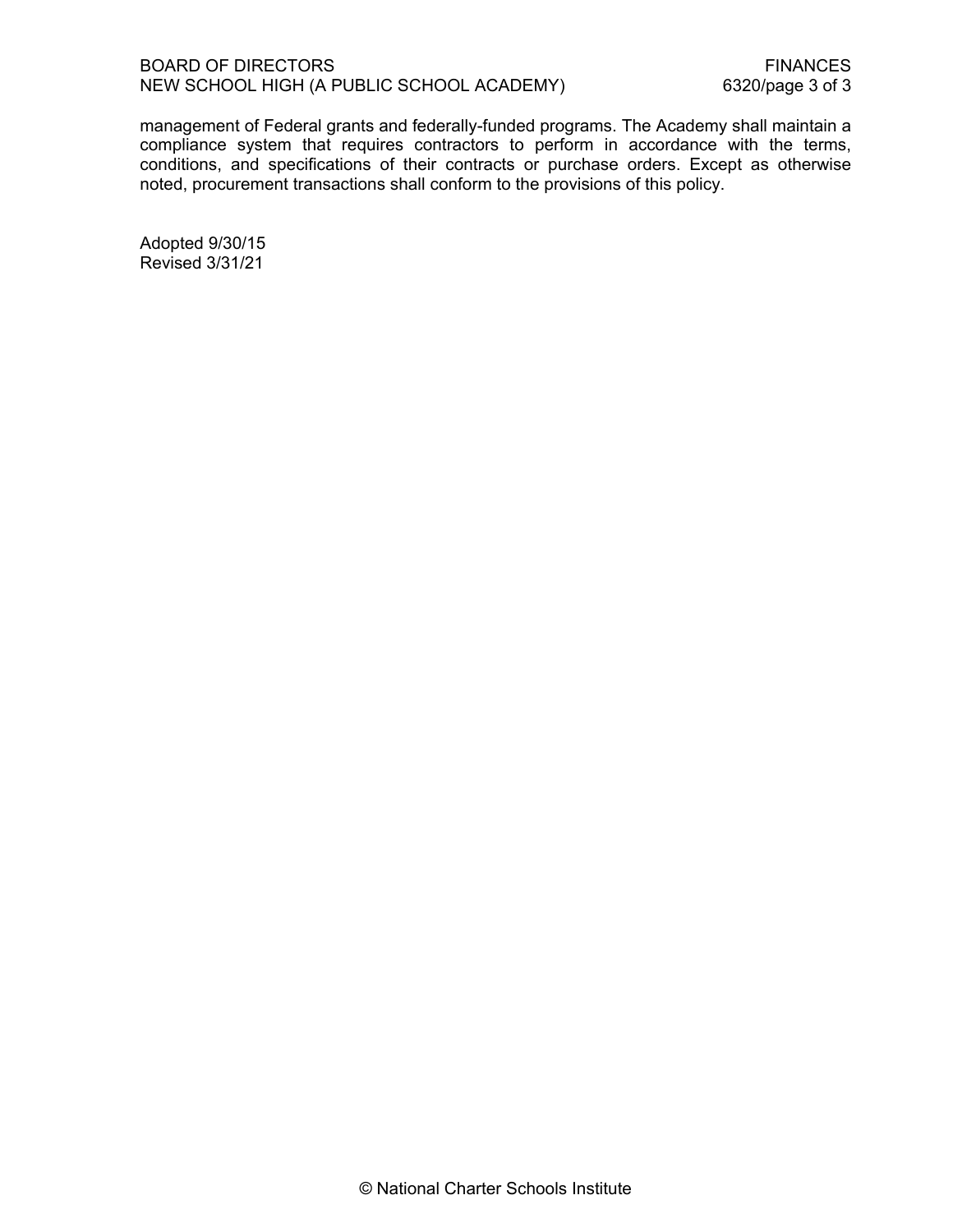management of Federal grants and federally-funded programs. The Academy shall maintain a compliance system that requires contractors to perform in accordance with the terms, conditions, and specifications of their contracts or purchase orders. Except as otherwise noted, procurement transactions shall conform to the provisions of this policy.

Adopted 9/30/15
Revised 3/31/21